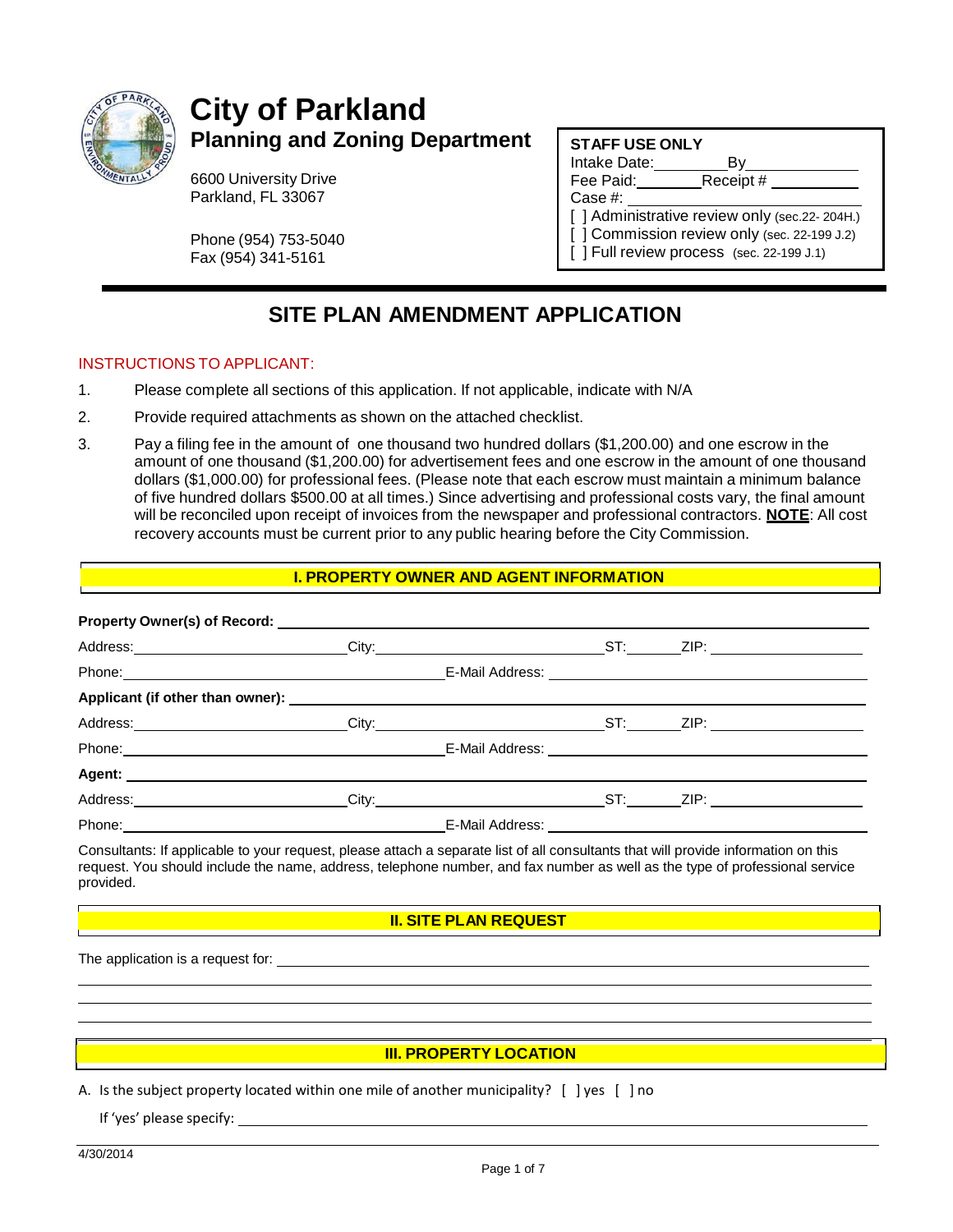# City of Parkland

## Planning and Zoning Department

6600 University Drive
Parkland, FL 33067

Phone (954) 753-5040
Fax (954) 341-5161

**STAFF USE ONLY**
Intake Date:________ By____________
Fee Paid:________ Receipt # __________
Case #: ____________________
[ ] Administrative review only (sec.22- 204H.)
[ ] Commission review only (sec. 22-199 J.2)
[ ] Full review process (sec. 22-199 J.1)

# SITE PLAN AMENDMENT APPLICATION

INSTRUCTIONS TO APPLICANT:

1. Please complete all sections of this application. If not applicable, indicate with N/A
2. Provide required attachments as shown on the attached checklist.
3. Pay a filing fee in the amount of one thousand two hundred dollars ($1,200.00) and one escrow in the amount of one thousand ($1,200.00) for advertisement fees and one escrow in the amount of one thousand dollars ($1,000.00) for professional fees. (Please note that each escrow must maintain a minimum balance of five hundred dollars $500.00 at all times.) Since advertising and professional costs vary, the final amount will be reconciled upon receipt of invoices from the newspaper and professional contractors. **NOTE**: All cost recovery accounts must be current prior to any public hearing before the City Commission.

## I. PROPERTY OWNER AND AGENT INFORMATION

**Property Owner(s) of Record:** ______________________________

Address:____________________ City:____________________ ST:______ ZIP: ______________

Phone:______________________________ E-Mail Address: ______________________________

**Applicant (if other than owner):** ______________________________

Address:____________________ City:____________________ ST:______ ZIP: ______________

Phone:______________________________ E-Mail Address: ______________________________

**Agent:** ______________________________

Address:____________________ City:____________________ ST:______ ZIP: ______________

Phone:______________________________ E-Mail Address: ______________________________

Consultants: If applicable to your request, please attach a separate list of all consultants that will provide information on this request. You should include the name, address, telephone number, and fax number as well as the type of professional service provided.

## II. SITE PLAN REQUEST

The application is a request for: ______________________________

______________________________

______________________________

______________________________

## III. PROPERTY LOCATION

A. Is the subject property located within one mile of another municipality? [ ] yes [ ] no

If 'yes' please specify: ______________________________

4/30/2014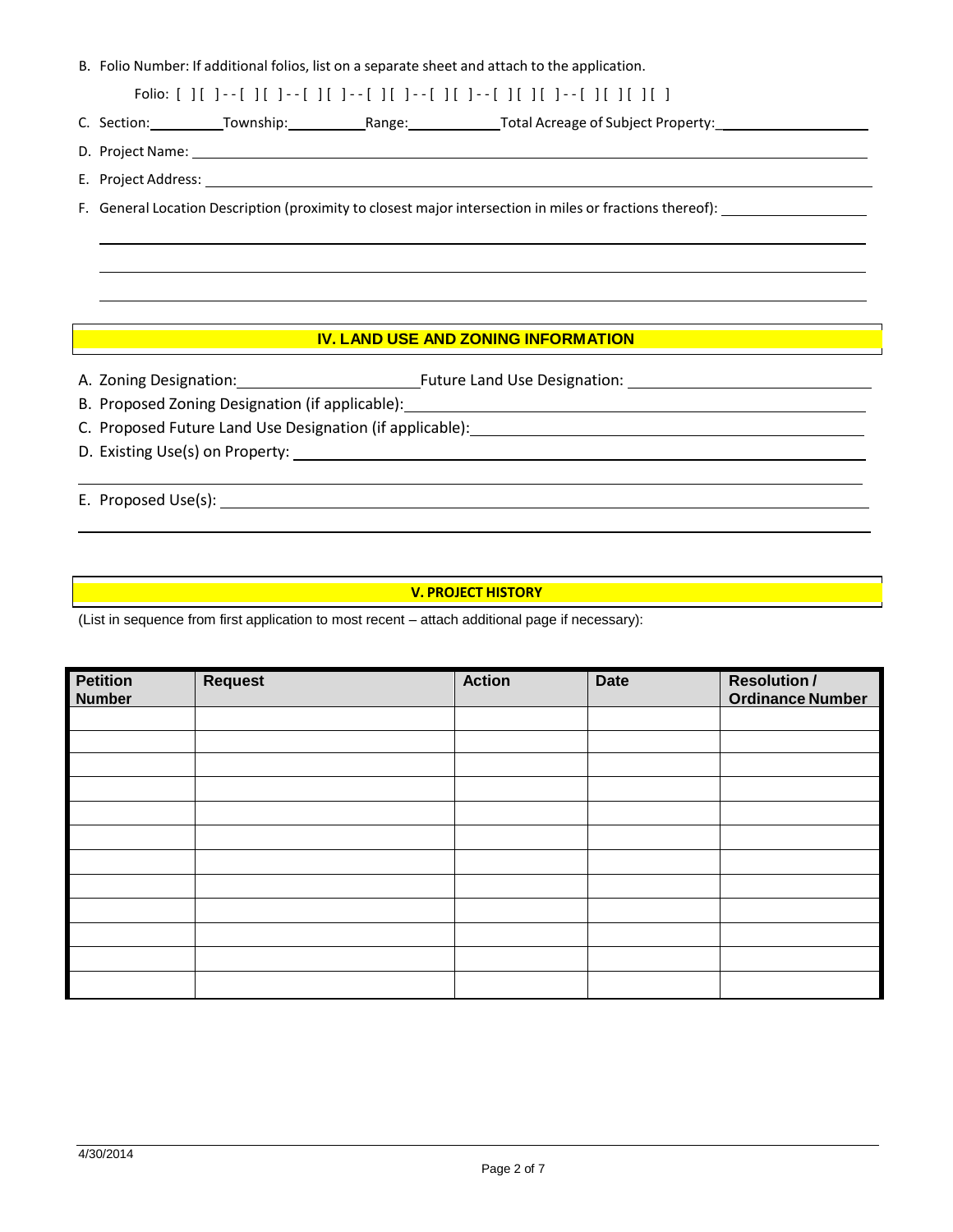B. Folio Number: If additional folios, list on a separate sheet and attach to the application.

Folio: [ ][ ]--[ ][ ]--[ ][ ]--[ ][ ]--[ ][ ]--[ ][ ][ ]--[ ][ ][ ][ ]

C. Section:\_\_\_\_\_\_\_\_\_\_ Township:\_\_\_\_\_\_\_\_\_\_ Range:\_\_\_\_\_\_\_\_\_\_ Total Acreage of Subject Property:\_\_\_\_\_\_\_\_\_\_

D. Project Name: \_\_\_\_\_\_\_\_\_\_\_\_\_\_\_\_\_\_\_\_\_\_\_\_\_\_\_\_\_\_

E. Project Address: \_\_\_\_\_\_\_\_\_\_\_\_\_\_\_\_\_\_\_\_\_\_\_\_\_\_\_\_\_\_

F. General Location Description (proximity to closest major intersection in miles or fractions thereof): \_\_\_\_\_\_\_\_\_\_\_\_\_\_\_\_\_\_\_\_

\_\_\_\_\_\_\_\_\_\_\_\_\_\_\_\_\_\_\_\_\_\_\_\_\_\_\_\_\_\_\_\_\_\_\_\_\_\_\_\_\_\_\_\_\_\_\_\_\_\_\_\_\_\_\_\_\_\_

\_\_\_\_\_\_\_\_\_\_\_\_\_\_\_\_\_\_\_\_\_\_\_\_\_\_\_\_\_\_\_\_\_\_\_\_\_\_\_\_\_\_\_\_\_\_\_\_\_\_\_\_\_\_\_\_\_\_

\_\_\_\_\_\_\_\_\_\_\_\_\_\_\_\_\_\_\_\_\_\_\_\_\_\_\_\_\_\_\_\_\_\_\_\_\_\_\_\_\_\_\_\_\_\_\_\_\_\_\_\_\_\_\_\_\_\_

## IV. LAND USE AND ZONING INFORMATION

A. Zoning Designation:\_\_\_\_\_\_\_\_\_\_\_\_\_\_\_\_\_\_\_\_ Future Land Use Designation: \_\_\_\_\_\_\_\_\_\_\_\_\_\_\_\_\_\_\_\_

B. Proposed Zoning Designation (if applicable):\_\_\_\_\_\_\_\_\_\_\_\_\_\_\_\_\_\_\_\_\_\_\_\_\_\_\_\_\_\_

C. Proposed Future Land Use Designation (if applicable):\_\_\_\_\_\_\_\_\_\_\_\_\_\_\_\_\_\_\_\_\_\_\_\_\_\_\_\_\_\_

D. Existing Use(s) on Property: \_\_\_\_\_\_\_\_\_\_\_\_\_\_\_\_\_\_\_\_\_\_\_\_\_\_\_\_\_\_

\_\_\_\_\_\_\_\_\_\_\_\_\_\_\_\_\_\_\_\_\_\_\_\_\_\_\_\_\_\_\_\_\_\_\_\_\_\_\_\_\_\_\_\_\_\_\_\_\_\_\_\_\_\_\_\_\_\_

E. Proposed Use(s): \_\_\_\_\_\_\_\_\_\_\_\_\_\_\_\_\_\_\_\_\_\_\_\_\_\_\_\_\_\_

\_\_\_\_\_\_\_\_\_\_\_\_\_\_\_\_\_\_\_\_\_\_\_\_\_\_\_\_\_\_\_\_\_\_\_\_\_\_\_\_\_\_\_\_\_\_\_\_\_\_\_\_\_\_\_\_\_\_

## V. PROJECT HISTORY

(List in sequence from first application to most recent – attach additional page if necessary):

| Petition Number | Request | Action | Date | Resolution / Ordinance Number |
|---|---|---|---|---|
| | | | | |
| | | | | |
| | | | | |
| | | | | |
| | | | | |
| | | | | |
| | | | | |
| | | | | |
| | | | | |
| | | | | |
| | | | | |
| | | | | |

4/30/2014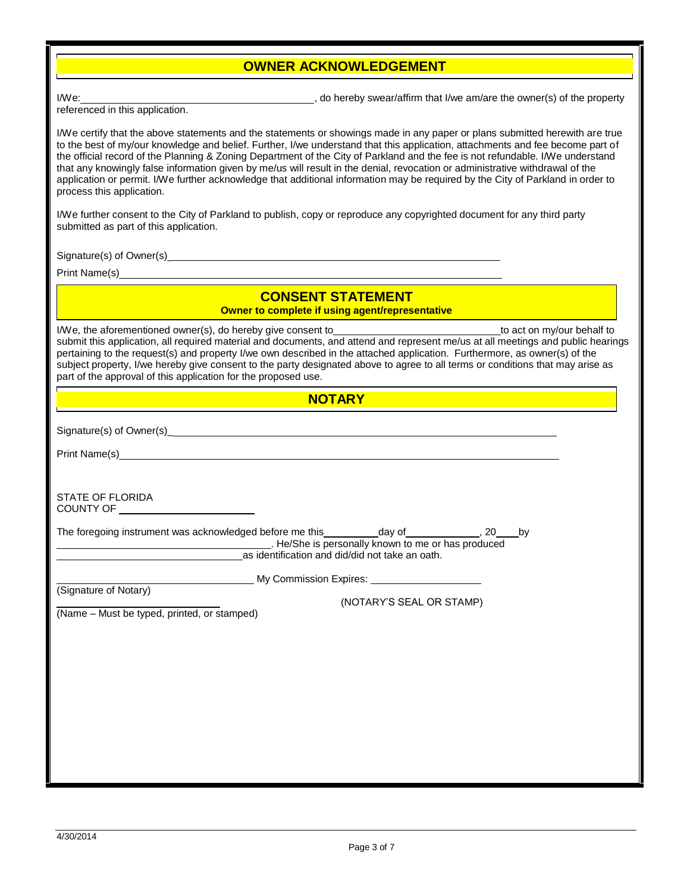## OWNER ACKNOWLEDGEMENT

I/We: ________________________________________, do hereby swear/affirm that I/we am/are the owner(s) of the property referenced in this application.

I/We certify that the above statements and the statements or showings made in any paper or plans submitted herewith are true to the best of my/our knowledge and belief. Further, I/we understand that this application, attachments and fee become part of the official record of the Planning & Zoning Department of the City of Parkland and the fee is not refundable. I/We understand that any knowingly false information given by me/us will result in the denial, revocation or administrative withdrawal of the application or permit. I/We further acknowledge that additional information may be required by the City of Parkland in order to process this application.

I/We further consent to the City of Parkland to publish, copy or reproduce any copyrighted document for any third party submitted as part of this application.

Signature(s) of Owner(s)________________________________________________________

Print Name(s)________________________________________________________________

## CONSENT STATEMENT

**Owner to complete if using agent/representative**

I/We, the aforementioned owner(s), do hereby give consent to____________________________to act on my/our behalf to submit this application, all required material and documents, and attend and represent me/us at all meetings and public hearings pertaining to the request(s) and property I/we own described in the attached application. Furthermore, as owner(s) of the subject property, I/we hereby give consent to the party designated above to agree to all terms or conditions that may arise as part of the approval of this application for the proposed use.

## NOTARY

Signature(s) of Owner(s)________________________________________________________

Print Name(s)________________________________________________________________

STATE OF FLORIDA
COUNTY OF ________________________

The foregoing instrument was acknowledged before me this__________day of_____________, 20____by
______________________________________. He/She is personally known to me or has produced
________________________________as identification and did/did not take an oath.

__________________________________ My Commission Expires: ____________________
(Signature of Notary)

__________________________ (NOTARY'S SEAL OR STAMP)
(Name – Must be typed, printed, or stamped)

4/30/2014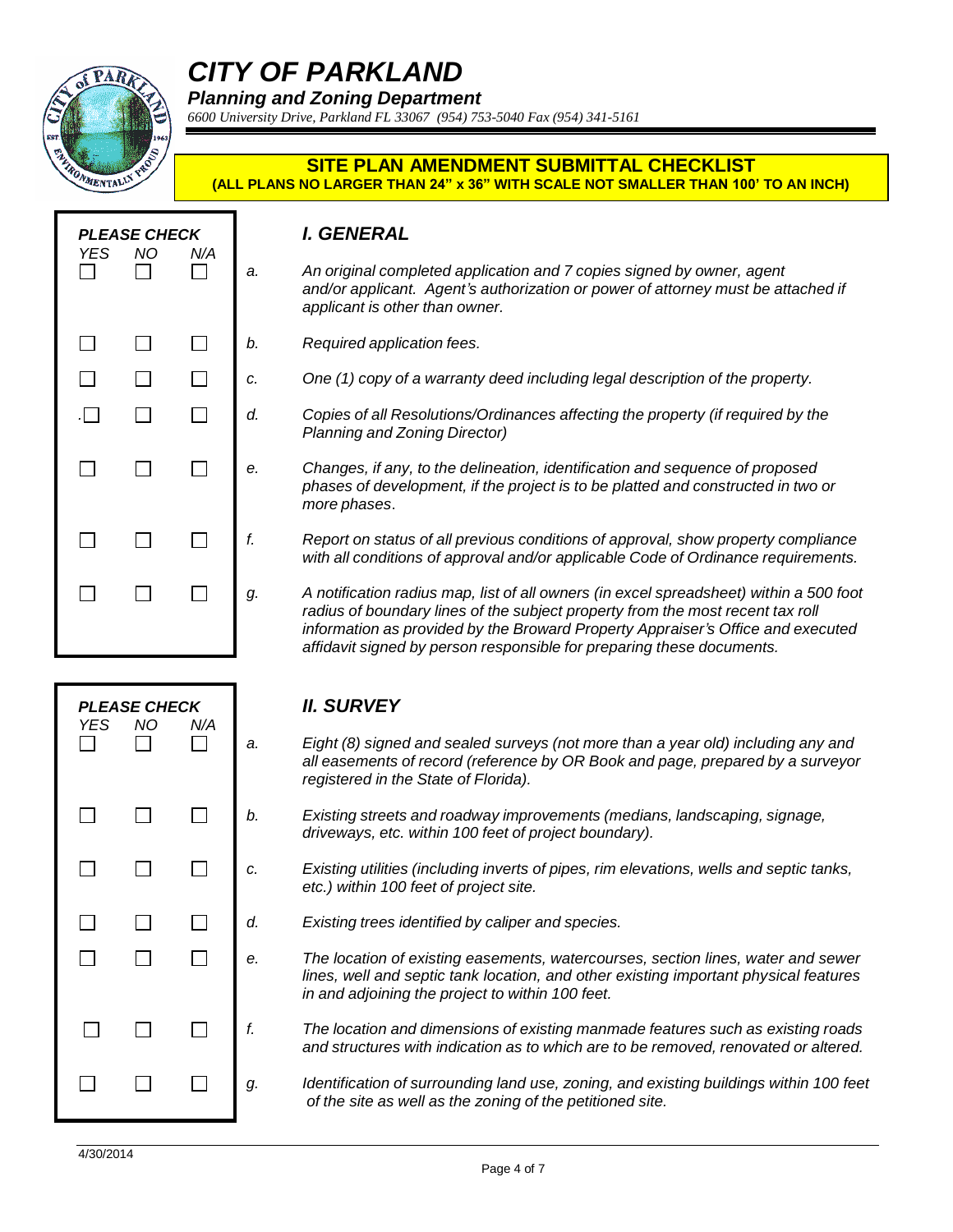# CITY OF PARKLAND

***Planning and Zoning Department***

*6600 University Drive, Parkland FL 33067 (954) 753-5040 Fax (954) 341-5161*

**SITE PLAN AMENDMENT SUBMITTAL CHECKLIST**
**(ALL PLANS NO LARGER THAN 24" x 36" WITH SCALE NOT SMALLER THAN 100' TO AN INCH)**

## *I. GENERAL*

| *YES* | *NO* | *N/A* | | |
|---|---|---|---|---|
| ☐ | ☐ | ☐ | *a.* | *An original completed application and 7 copies signed by owner, agent and/or applicant. Agent's authorization or power of attorney must be attached if applicant is other than owner.* |
| ☐ | ☐ | ☐ | *b.* | *Required application fees.* |
| ☐ | ☐ | ☐ | *c.* | *One (1) copy of a warranty deed including legal description of the property.* |
| ☐ | ☐ | ☐ | *d.* | *Copies of all Resolutions/Ordinances affecting the property (if required by the Planning and Zoning Director)* |
| ☐ | ☐ | ☐ | *e.* | *Changes, if any, to the delineation, identification and sequence of proposed phases of development, if the project is to be platted and constructed in two or more phases.* |
| ☐ | ☐ | ☐ | *f.* | *Report on status of all previous conditions of approval, show property compliance with all conditions of approval and/or applicable Code of Ordinance requirements.* |
| ☐ | ☐ | ☐ | *g.* | *A notification radius map, list of all owners (in excel spreadsheet) within a 500 foot radius of boundary lines of the subject property from the most recent tax roll information as provided by the Broward Property Appraiser's Office and executed affidavit signed by person responsible for preparing these documents.* |

## *II. SURVEY*

| *YES* | *NO* | *N/A* | | |
|---|---|---|---|---|
| ☐ | ☐ | ☐ | *a.* | *Eight (8) signed and sealed surveys (not more than a year old) including any and all easements of record (reference by OR Book and page, prepared by a surveyor registered in the State of Florida).* |
| ☐ | ☐ | ☐ | *b.* | *Existing streets and roadway improvements (medians, landscaping, signage, driveways, etc. within 100 feet of project boundary).* |
| ☐ | ☐ | ☐ | *c.* | *Existing utilities (including inverts of pipes, rim elevations, wells and septic tanks, etc.) within 100 feet of project site.* |
| ☐ | ☐ | ☐ | *d.* | *Existing trees identified by caliper and species.* |
| ☐ | ☐ | ☐ | *e.* | *The location of existing easements, watercourses, section lines, water and sewer lines, well and septic tank location, and other existing important physical features in and adjoining the project to within 100 feet.* |
| ☐ | ☐ | ☐ | *f.* | *The location and dimensions of existing manmade features such as existing roads and structures with indication as to which are to be removed, renovated or altered.* |
| ☐ | ☐ | ☐ | *g.* | *Identification of surrounding land use, zoning, and existing buildings within 100 feet of the site as well as the zoning of the petitioned site.* |

4/30/2014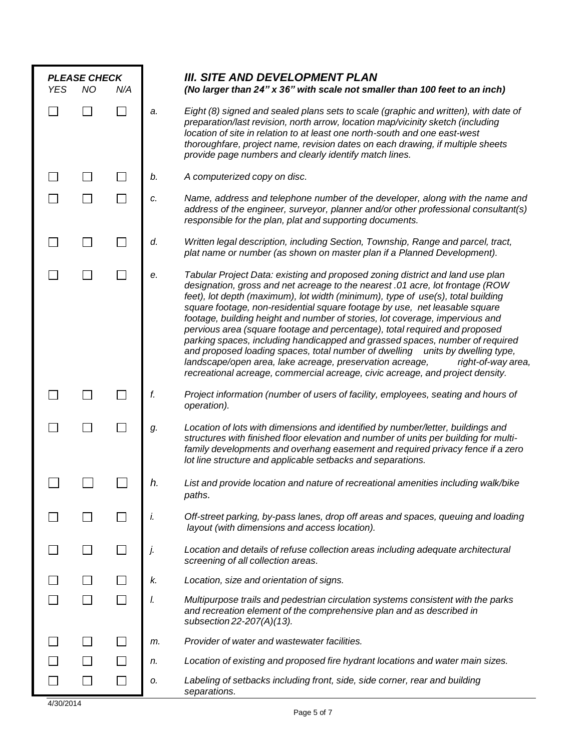### III. SITE AND DEVELOPMENT PLAN

***(No larger than 24" x 36" with scale not smaller than 100 feet to an inch)***

| PLEASE CHECK YES | NO | N/A | | |
|---|---|---|---|---|
| ☐ | ☐ | ☐ | *a.* | *Eight (8) signed and sealed plans sets to scale (graphic and written), with date of preparation/last revision, north arrow, location map/vicinity sketch (including location of site in relation to at least one north-south and one east-west thoroughfare, project name, revision dates on each drawing, if multiple sheets provide page numbers and clearly identify match lines.* |
| ☐ | ☐ | ☐ | *b.* | *A computerized copy on disc.* |
| ☐ | ☐ | ☐ | *c.* | *Name, address and telephone number of the developer, along with the name and address of the engineer, surveyor, planner and/or other professional consultant(s) responsible for the plan, plat and supporting documents.* |
| ☐ | ☐ | ☐ | *d.* | *Written legal description, including Section, Township, Range and parcel, tract, plat name or number (as shown on master plan if a Planned Development).* |
| ☐ | ☐ | ☐ | *e.* | *Tabular Project Data: existing and proposed zoning district and land use plan designation, gross and net acreage to the nearest .01 acre, lot frontage (ROW feet), lot depth (maximum), lot width (minimum), type of use(s), total building square footage, non-residential square footage by use, net leasable square footage, building height and number of stories, lot coverage, impervious and pervious area (square footage and percentage), total required and proposed parking spaces, including handicapped and grassed spaces, number of required and proposed loading spaces, total number of dwelling units by dwelling type, landscape/open area, lake acreage, preservation acreage, right-of-way area, recreational acreage, commercial acreage, civic acreage, and project density.* |
| ☐ | ☐ | ☐ | *f.* | *Project information (number of users of facility, employees, seating and hours of operation).* |
| ☐ | ☐ | ☐ | *g.* | *Location of lots with dimensions and identified by number/letter, buildings and structures with finished floor elevation and number of units per building for multi-family developments and overhang easement and required privacy fence if a zero lot line structure and applicable setbacks and separations.* |
| ☐ | ☐ | ☐ | *h.* | *List and provide location and nature of recreational amenities including walk/bike paths.* |
| ☐ | ☐ | ☐ | *i.* | *Off-street parking, by-pass lanes, drop off areas and spaces, queuing and loading layout (with dimensions and access location).* |
| ☐ | ☐ | ☐ | *j.* | *Location and details of refuse collection areas including adequate architectural screening of all collection areas.* |
| ☐ | ☐ | ☐ | *k.* | *Location, size and orientation of signs.* |
| ☐ | ☐ | ☐ | *l.* | *Multipurpose trails and pedestrian circulation systems consistent with the parks and recreation element of the comprehensive plan and as described in subsection 22-207(A)(13).* |
| ☐ | ☐ | ☐ | *m.* | *Provider of water and wastewater facilities.* |
| ☐ | ☐ | ☐ | *n.* | *Location of existing and proposed fire hydrant locations and water main sizes.* |
| ☐ | ☐ | ☐ | *o.* | *Labeling of setbacks including front, side, side corner, rear and building separations.* |

4/30/2014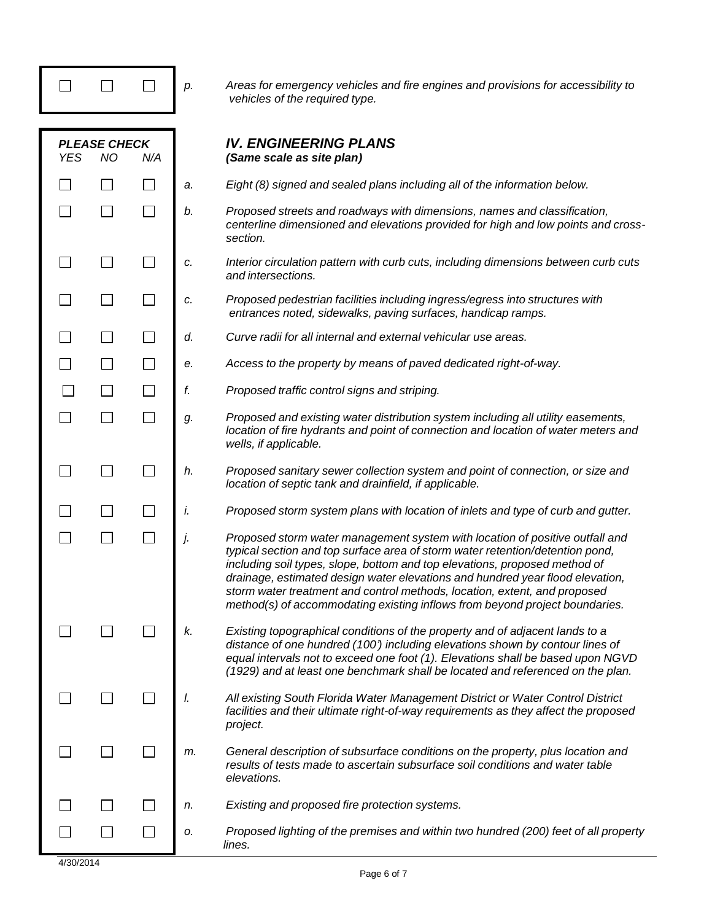| | | | | |
|---|---|---|---|---|
| ☐ | ☐ | ☐ | p. | *Areas for emergency vehicles and fire engines and provisions for accessibility to vehicles of the required type.* |

| ***PLEASE CHECK*** *YES* | *NO* | *N/A* | | ***IV. ENGINEERING PLANS*** ***(Same scale as site plan)*** |
|---|---|---|---|---|
| ☐ | ☐ | ☐ | a. | *Eight (8) signed and sealed plans including all of the information below.* |
| ☐ | ☐ | ☐ | b. | *Proposed streets and roadways with dimensions, names and classification, centerline dimensioned and elevations provided for high and low points and cross-section.* |
| ☐ | ☐ | ☐ | c. | *Interior circulation pattern with curb cuts, including dimensions between curb cuts and intersections.* |
| ☐ | ☐ | ☐ | c. | *Proposed pedestrian facilities including ingress/egress into structures with entrances noted, sidewalks, paving surfaces, handicap ramps.* |
| ☐ | ☐ | ☐ | d. | *Curve radii for all internal and external vehicular use areas.* |
| ☐ | ☐ | ☐ | e. | *Access to the property by means of paved dedicated right-of-way.* |
| ☐ | ☐ | ☐ | f. | *Proposed traffic control signs and striping.* |
| ☐ | ☐ | ☐ | g. | *Proposed and existing water distribution system including all utility easements, location of fire hydrants and point of connection and location of water meters and wells, if applicable.* |
| ☐ | ☐ | ☐ | h. | *Proposed sanitary sewer collection system and point of connection, or size and location of septic tank and drainfield, if applicable.* |
| ☐ | ☐ | ☐ | i. | *Proposed storm system plans with location of inlets and type of curb and gutter.* |
| ☐ | ☐ | ☐ | j. | *Proposed storm water management system with location of positive outfall and typical section and top surface area of storm water retention/detention pond, including soil types, slope, bottom and top elevations, proposed method of drainage, estimated design water elevations and hundred year flood elevation, storm water treatment and control methods, location, extent, and proposed method(s) of accommodating existing inflows from beyond project boundaries.* |
| ☐ | ☐ | ☐ | k. | *Existing topographical conditions of the property and of adjacent lands to a distance of one hundred (100') including elevations shown by contour lines of equal intervals not to exceed one foot (1). Elevations shall be based upon NGVD (1929) and at least one benchmark shall be located and referenced on the plan.* |
| ☐ | ☐ | ☐ | l. | *All existing South Florida Water Management District or Water Control District facilities and their ultimate right-of-way requirements as they affect the proposed project.* |
| ☐ | ☐ | ☐ | m. | *General description of subsurface conditions on the property, plus location and results of tests made to ascertain subsurface soil conditions and water table elevations.* |
| ☐ | ☐ | ☐ | n. | *Existing and proposed fire protection systems.* |
| ☐ | ☐ | ☐ | o. | *Proposed lighting of the premises and within two hundred (200) feet of all property lines.* |

4/30/2014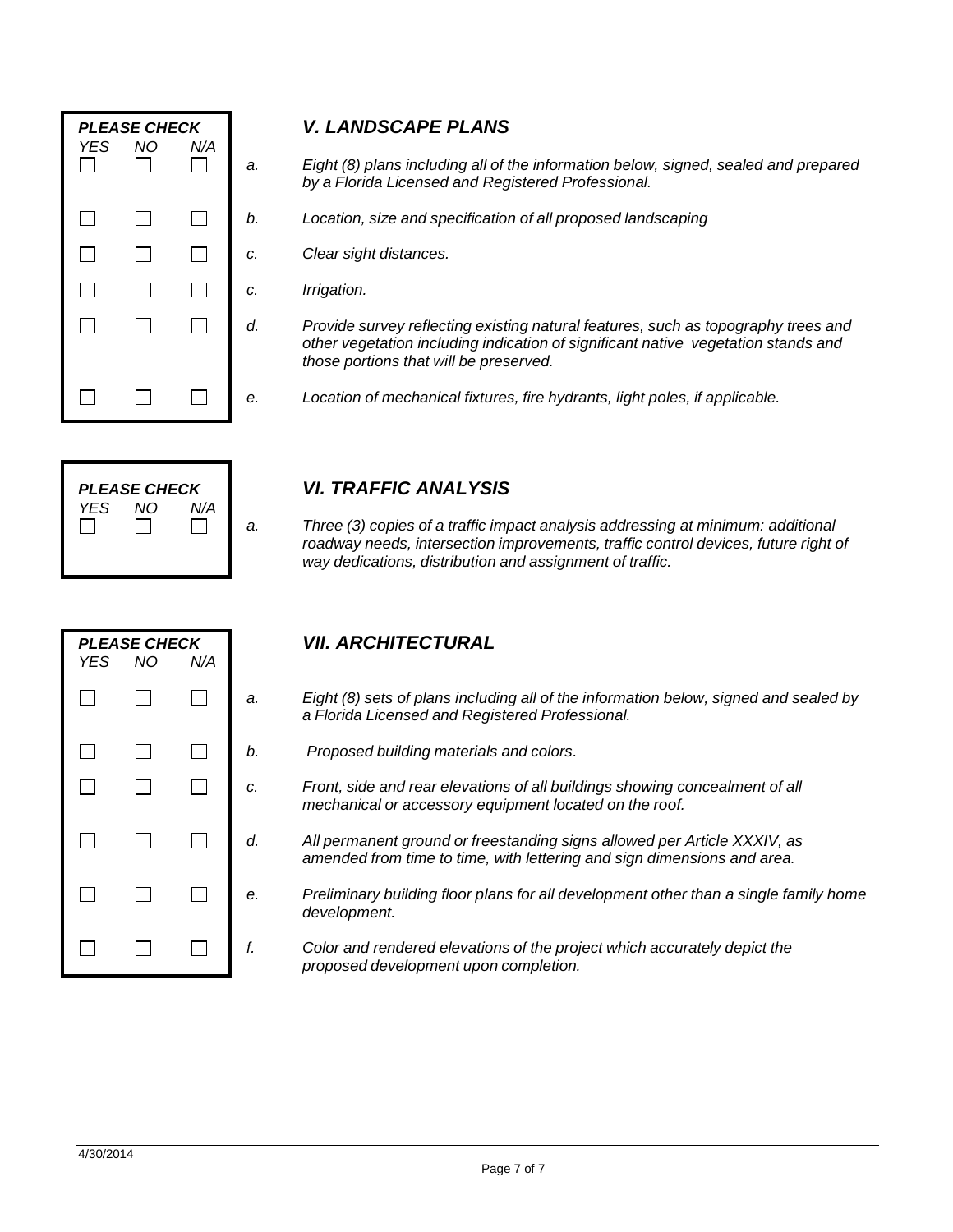## *V. LANDSCAPE PLANS*

| *PLEASE CHECK* YES | NO | N/A | | |
|---|---|---|---|---|
| ☐ | ☐ | ☐ | *a.* | *Eight (8) plans including all of the information below, signed, sealed and prepared by a Florida Licensed and Registered Professional.* |
| ☐ | ☐ | ☐ | *b.* | *Location, size and specification of all proposed landscaping* |
| ☐ | ☐ | ☐ | *c.* | *Clear sight distances.* |
| ☐ | ☐ | ☐ | *c.* | *Irrigation.* |
| ☐ | ☐ | ☐ | *d.* | *Provide survey reflecting existing natural features, such as topography trees and other vegetation including indication of significant native vegetation stands and those portions that will be preserved.* |
| ☐ | ☐ | ☐ | *e.* | *Location of mechanical fixtures, fire hydrants, light poles, if applicable.* |

## *VI. TRAFFIC ANALYSIS*

| *PLEASE CHECK* YES | NO | N/A | | |
|---|---|---|---|---|
| ☐ | ☐ | ☐ | *a.* | *Three (3) copies of a traffic impact analysis addressing at minimum: additional roadway needs, intersection improvements, traffic control devices, future right of way dedications, distribution and assignment of traffic.* |

## *VII. ARCHITECTURAL*

| *PLEASE CHECK* YES | NO | N/A | | |
|---|---|---|---|---|
| ☐ | ☐ | ☐ | *a.* | *Eight (8) sets of plans including all of the information below, signed and sealed by a Florida Licensed and Registered Professional.* |
| ☐ | ☐ | ☐ | *b.* | *Proposed building materials and colors.* |
| ☐ | ☐ | ☐ | *c.* | *Front, side and rear elevations of all buildings showing concealment of all mechanical or accessory equipment located on the roof.* |
| ☐ | ☐ | ☐ | *d.* | *All permanent ground or freestanding signs allowed per Article XXXIV, as amended from time to time, with lettering and sign dimensions and area.* |
| ☐ | ☐ | ☐ | *e.* | *Preliminary building floor plans for all development other than a single family home development.* |
| ☐ | ☐ | ☐ | *f.* | *Color and rendered elevations of the project which accurately depict the proposed development upon completion.* |

4/30/2014